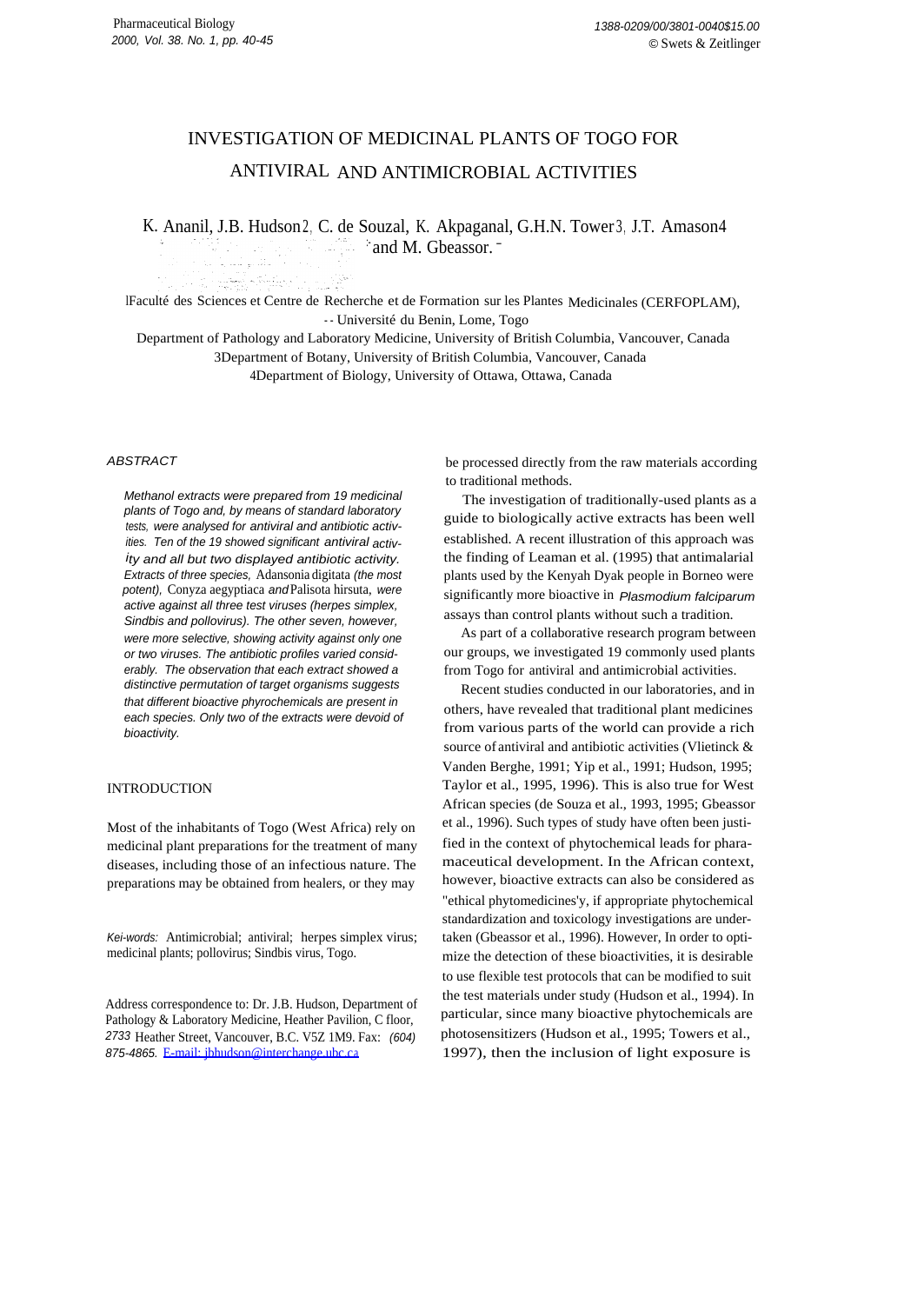# INVESTIGATION OF MEDICINAL PLANTS OF TOGO FOR ANTIVIRAL AND ANTIMICROBIAL ACTIVITIES

K. Anani[1], J.B. Hudson[2], C. de Souza[1], K. Akpagana[1], G.H.N. Tower[3], J.T. Amason[4] and M. Gbeassor.[1]

[1]Faculté des Sciences et Centre de Recherche et de Formation sur les Plantes Medicinales (CERFOPLAM), Université du Benin, Lome, Togo

[2]Department of Pathology and Laboratory Medicine, University of British Columbia, Vancouver, Canada

[3]Department of Botany, University of British Columbia, Vancouver, Canada

[4]Department of Biology, University of Ottawa, Ottawa, Canada

## ABSTRACT

*Methanol extracts were prepared from 19 medicinal plants of Togo and, by means of standard laboratory tests, were analysed for antiviral and antibiotic activities. Ten of the 19 showed significant antiviral activity and all but two displayed antibiotic activity. Extracts of three species,* Adansonia digitata *(the most potent),* Conyza aegyptiaca *and* Palisota hirsuta, *were active against all three test viruses (herpes simplex, Sindbis and pollovirus). The other seven, however, were more selective, showing activity against only one or two viruses. The antibiotic profiles varied considerably. The observation that each extract showed a distinctive permutation of target organisms suggests that different bioactive phyrochemicals are present in each species. Only two of the extracts were devoid of bioactivity.*

*Kei-words:* Antimicrobial; antiviral; herpes simplex virus; medicinal plants; pollovirus; Sindbis virus, Togo.

Address correspondence to: Dr. J.B. Hudson, Department of Pathology & Laboratory Medicine, Heather Pavilion, C floor, 2733 Heather Street, Vancouver, B.C. V5Z 1M9. Fax: (604) 875-4865. E-mail: jbhudson@interchange.ubc.ca

## INTRODUCTION

Most of the inhabitants of Togo (West Africa) rely on medicinal plant preparations for the treatment of many diseases, including those of an infectious nature. The preparations may be obtained from healers, or they may be processed directly from the raw materials according to traditional methods.

The investigation of traditionally-used plants as a guide to biologically active extracts has been well established. A recent illustration of this approach was the finding of Leaman et al. (1995) that antimalarial plants used by the Kenyah Dyak people in Borneo were significantly more bioactive in *Plasmodium falciparum* assays than control plants without such a tradition.

As part of a collaborative research program between our groups, we investigated 19 commonly used plants from Togo for antiviral and antimicrobial activities.

Recent studies conducted in our laboratories, and in others, have revealed that traditional plant medicines from various parts of the world can provide a rich source of antiviral and antibiotic activities (Vlietinck & Vanden Berghe, 1991; Yip et al., 1991; Hudson, 1995; Taylor et al., 1995, 1996). This is also true for West African species (de Souza et al., 1993, 1995; Gbeassor et al., 1996). Such types of study have often been justified in the context of phytochemical leads for pharamaceutical development. In the African context, however, bioactive extracts can also be considered as "ethical phytomedicines'y, if appropriate phytochemical standardization and toxicology investigations are undertaken (Gbeassor et al., 1996). However, In order to optimize the detection of these bioactivities, it is desirable to use flexible test protocols that can be modified to suit the test materials under study (Hudson et al., 1994). In particular, since many bioactive phytochemicals are photosensitizers (Hudson et al., 1995; Towers et al., 1997), then the inclusion of light exposure is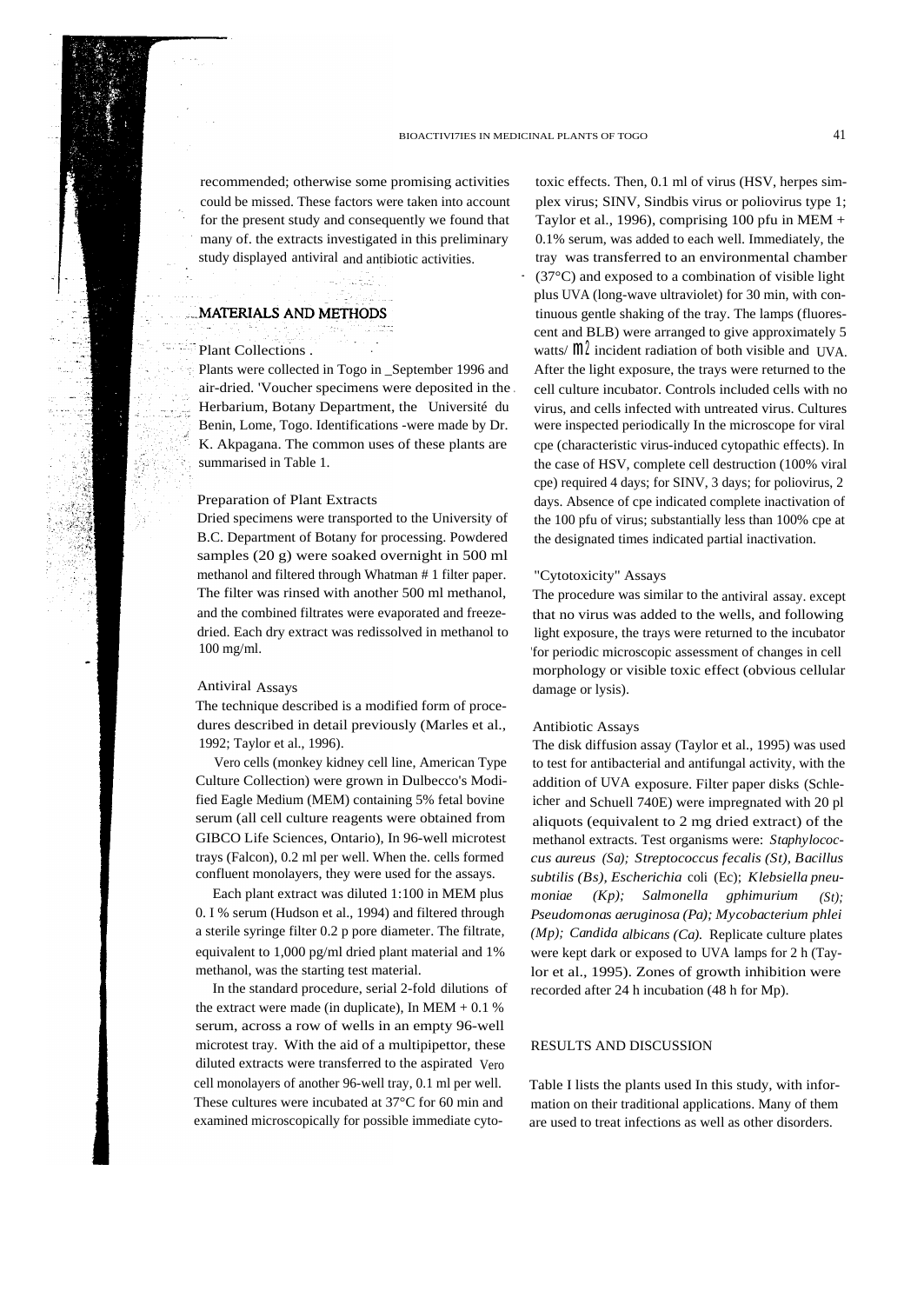recommended; otherwise some promising activities could be missed. These factors were taken into account for the present study and consequently we found that many of. the extracts investigated in this preliminary study displayed antiviral and antibiotic activities.

## MATERIALS AND METHODS

### Plant Collections .

Plants were collected in Togo in _September 1996 and air-dried. 'Voucher specimens were deposited in the Herbarium, Botany Department, the Université du Benin, Lome, Togo. Identifications -were made by Dr. K. Akpagana. The common uses of these plants are summarised in Table 1.

### Preparation of Plant Extracts

Dried specimens were transported to the University of B.C. Department of Botany for processing. Powdered samples (20 g) were soaked overnight in 500 ml methanol and filtered through Whatman # 1 filter paper. The filter was rinsed with another 500 ml methanol, and the combined filtrates were evaporated and freeze-dried. Each dry extract was redissolved in methanol to 100 mg/ml.

### Antiviral Assays

The technique described is a modified form of procedures described in detail previously (Marles et al., 1992; Taylor et al., 1996).

Vero cells (monkey kidney cell line, American Type Culture Collection) were grown in Dulbecco's Modified Eagle Medium (MEM) containing 5% fetal bovine serum (all cell culture reagents were obtained from GIBCO Life Sciences, Ontario), In 96-well microtest trays (Falcon), 0.2 ml per well. When the. cells formed confluent monolayers, they were used for the assays.

Each plant extract was diluted 1:100 in MEM plus 0. I % serum (Hudson et al., 1994) and filtered through a sterile syringe filter 0.2 p pore diameter. The filtrate, equivalent to 1,000 pg/ml dried plant material and 1% methanol, was the starting test material.

In the standard procedure, serial 2-fold dilutions of the extract were made (in duplicate), In MEM + 0.1 % serum, across a row of wells in an empty 96-well microtest tray. With the aid of a multipipettor, these diluted extracts were transferred to the aspirated Vero cell monolayers of another 96-well tray, 0.1 ml per well. These cultures were incubated at 37°C for 60 min and examined microscopically for possible immediate cytotoxic effects. Then, 0.1 ml of virus (HSV, herpes simplex virus; SINV, Sindbis virus or poliovirus type 1; Taylor et al., 1996), comprising 100 pfu in MEM + 0.1% serum, was added to each well. Immediately, the tray was transferred to an environmental chamber (37°C) and exposed to a combination of visible light plus UVA (long-wave ultraviolet) for 30 min, with continuous gentle shaking of the tray. The lamps (fluorescent and BLB) were arranged to give approximately 5 watts/ $m^2$ incident radiation of both visible and UVA. After the light exposure, the trays were returned to the cell culture incubator. Controls included cells with no virus, and cells infected with untreated virus. Cultures were inspected periodically In the microscope for viral cpe (characteristic virus-induced cytopathic effects). In the case of HSV, complete cell destruction (100% viral cpe) required 4 days; for SINV, 3 days; for poliovirus, 2 days. Absence of cpe indicated complete inactivation of the 100 pfu of virus; substantially less than 100% cpe at the designated times indicated partial inactivation.

### "Cytotoxicity" Assays

The procedure was similar to the antiviral assay. except that no virus was added to the wells, and following light exposure, the trays were returned to the incubator for periodic microscopic assessment of changes in cell morphology or visible toxic effect (obvious cellular damage or lysis).

### Antibiotic Assays

The disk diffusion assay (Taylor et al., 1995) was used to test for antibacterial and antifungal activity, with the addition of UVA exposure. Filter paper disks (Schleicher and Schuell 740E) were impregnated with 20 pl aliquots (equivalent to 2 mg dried extract) of the methanol extracts. Test organisms were: *Staphylococcus aureus (Sa); Streptococcus fecalis (St), Bacillus subtilis (Bs), Escherichia* coli (Ec); *Klebsiella pneumoniae (Kp); Salmonella gphimurium (St); Pseudomonas aeruginosa (Pa); Mycobacterium phlei (Mp); Candida albicans (Ca).* Replicate culture plates were kept dark or exposed to UVA lamps for 2 h (Taylor et al., 1995). Zones of growth inhibition were recorded after 24 h incubation (48 h for Mp).

## RESULTS AND DISCUSSION

Table I lists the plants used In this study, with information on their traditional applications. Many of them are used to treat infections as well as other disorders.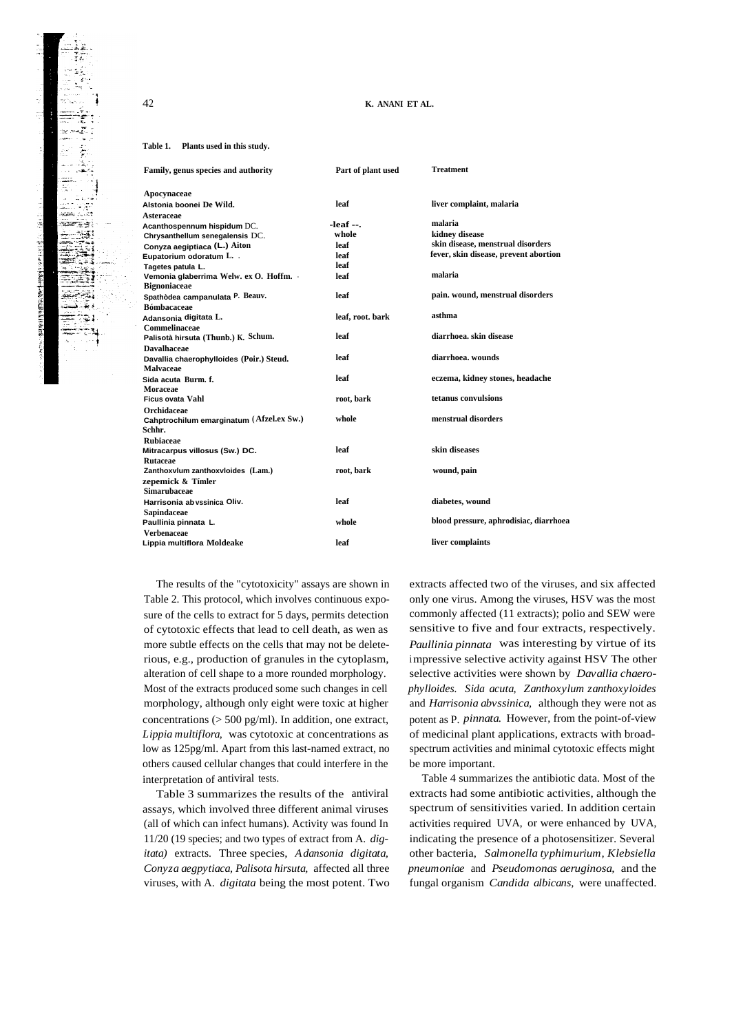**Table 1. Plants used in this study.**

| Family, genus species and authority | Part of plant used | Treatment |
|---|---|---|
| **Apocynaceae** | | |
| Alstonia boonei De Wild. | leaf | liver complaint, malaria |
| **Asteraceae** | | |
| Acanthospennum hispidum DC. | -leaf --. | malaria |
| Chrysanthellum senegalensis DC. | whole | kidney disease |
| Conyza aegiptiaca (L.) Aiton | leaf | skin disease, menstrual disorders |
| Eupatorium odoratum L. | leaf | fever, skin disease, prevent abortion |
| Tagetes patula L. | leaf | |
| Vemonia glaberrima Welw. ex O. Hoffm. | leaf | malaria |
| **Bignoniaceae** | | |
| Spathòdea campanulata P. Beauv. | leaf | pain. wound, menstrual disorders |
| **Bómbacaceae** | | |
| Adansonia digitata L. | leaf, root. bark | asthma |
| **Commelinaceae** | | |
| Palisotà hirsuta (Thunb.) K. Schum. | leaf | diarrhoea. skin disease |
| **Davalhaceae** | | |
| Davallia chaerophylloides (Poir.) Steud. | leaf | diarrhoea. wounds |
| **Malvaceae** | | |
| Sida acuta Burm. f. | leaf | eczema, kidney stones, headache |
| **Moraceae** | | |
| Ficus ovata Vahl | root, bark | tetanus convulsions |
| **Orchidaceae** | | |
| Cahptrochilum emarginatum (Afzel.ex Sw.) Schhr. | whole | menstrual disorders |
| **Rubiaceae** | | |
| Mitracarpus villosus (Sw.) DC. | leaf | skin diseases |
| **Rutaceae** | | |
| Zanthoxvlum zanthoxvloides (Lam.) zepemick & Tímler | root, bark | wound, pain |
| **Simarubaceae** | | |
| Harrisonia ab vssinica Oliv. | leaf | diabetes, wound |
| **Sapindaceae** | | |
| Paullinia pinnata L. | whole | blood pressure, aphrodisiac, diarrhoea |
| **Verbenaceae** | | |
| Lippia multiflora Moldeake | leaf | liver complaints |

The results of the "cytotoxicity" assays are shown in Table 2. This protocol, which involves continuous exposure of the cells to extract for 5 days, permits detection of cytotoxic effects that lead to cell death, as wen as more subtle effects on the cells that may not be deleterious, e.g., production of granules in the cytoplasm, alteration of cell shape to a more rounded morphology. Most of the extracts produced some such changes in cell morphology, although only eight were toxic at higher concentrations (> 500 pg/ml). In addition, one extract, *Lippia multiflora,* was cytotoxic at concentrations as low as 125pg/ml. Apart from this last-named extract, no others caused cellular changes that could interfere in the interpretation of antiviral tests.

Table 3 summarizes the results of the antiviral assays, which involved three different animal viruses (all of which can infect humans). Activity was found In 11/20 (19 species; and two types of extract from A. *digitata)* extracts. Three species, *Adansonia digitata, Conyza aegpytiaca, Palisota hirsuta,* affected all three viruses, with A. *digitata* being the most potent. Two extracts affected two of the viruses, and six affected only one virus. Among the viruses, HSV was the most commonly affected (11 extracts); polio and SEW were sensitive to five and four extracts, respectively. *Paullinia pinnata* was interesting by virtue of its impressive selective activity against HSV The other selective activities were shown by *Davallia chaerophylloides. Sida acuta, Zanthoxylum zanthoxyloides* and *Harrisonia abvssinica,* although they were not as potent as P. *pinnata.* However, from the point-of-view of medicinal plant applications, extracts with broad-spectrum activities and minimal cytotoxic effects might be more important.

Table 4 summarizes the antibiotic data. Most of the extracts had some antibiotic activities, although the spectrum of sensitivities varied. In addition certain activities required UVA, or were enhanced by UVA, indicating the presence of a photosensitizer. Several other bacteria, *Salmonella typhimurium, Klebsiella pneumoniae* and *Pseudomonas aeruginosa,* and the fungal organism *Candida albicans,* were unaffected.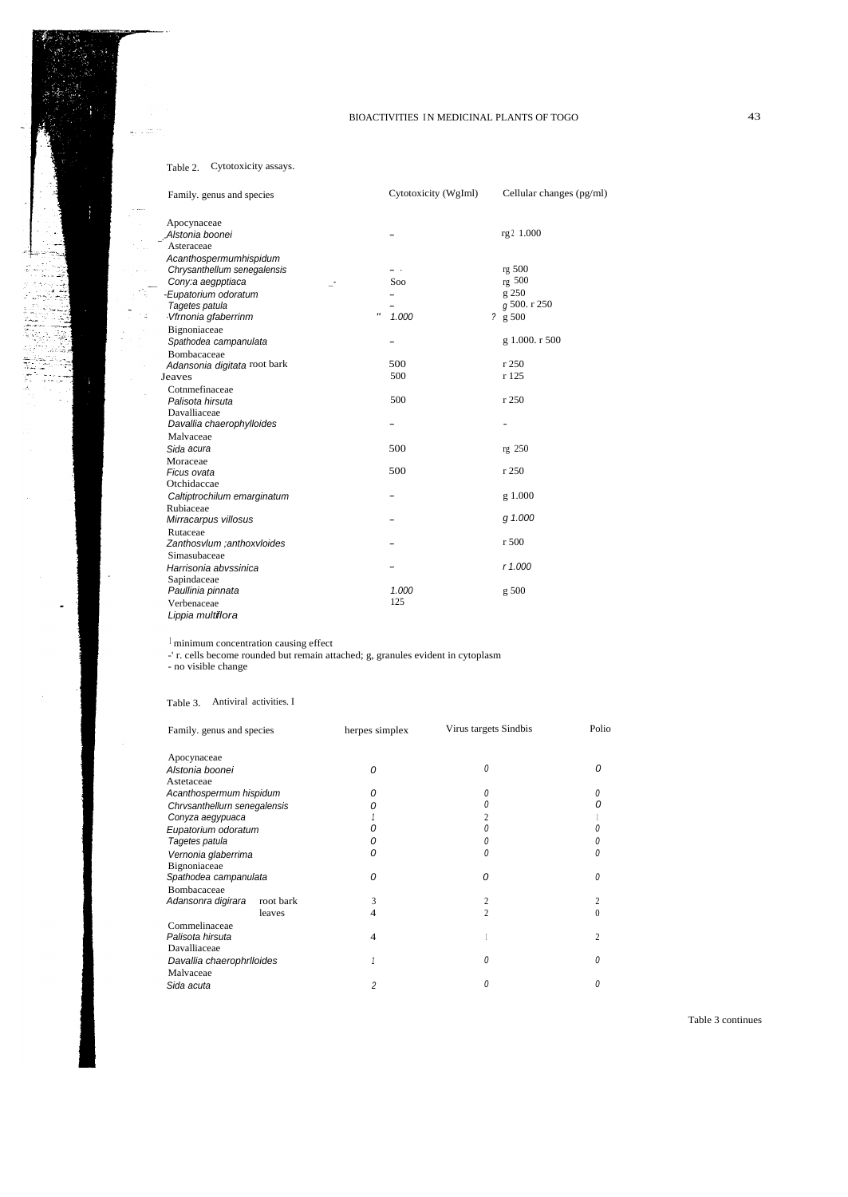Table 2. Cytotoxicity assays.

| Family. genus and species | Cytotoxicity (WgIml) | Cellular changes (pg/ml) |
|---|---|---|
| Apocynaceae | | |
| *Alstonia boonei* | – | rg[1] 1.000 |
| Asteraceae | | |
| *Acanthospermumhispidum* | | |
| *Chrysanthellum senegalensis* | – | rg 500 |
| *Cony:a aegpptiaca* | Soo | rg 500 |
| *Eupatorium odoratum* | – | g 250 |
| *Tagetes patula* | – | g 500. r 250 |
| *Vfrnonia gfaberrinm* | 1.000 | g 500 |
| Bignoniaceae | | |
| *Spathodea campanulata* | – | g 1.000. r 500 |
| Bombacaceae | | |
| *Adansonia digitata* root bark | 500 | r 250 |
| Jeaves | 500 | r 125 |
| Cotnmefinaceae | | |
| *Palisota hirsuta* | 500 | r 250 |
| Davalliaceae | | |
| *Davallia chaerophylloides* | – | – |
| Malvaceae | | |
| *Sida acura* | 500 | rg 250 |
| Moraceae | | |
| *Ficus ovata* | 500 | r 250 |
| Otchidaccae | | |
| *Caltiptrochilum emarginatum* | – | g 1.000 |
| Rubiaceae | | |
| *Mirracarpus villosus* | – | g 1.000 |
| Rutaceae | | |
| *Zanthosvlum ;anthoxvloides* | – | r 500 |
| Simasubaceae | | |
| *Harrisonia abvssinica* | – | r 1.000 |
| Sapindaceae | | |
| *Paullinia pinnata* | 1.000 | g 500 |
| Verbenaceae | 125 | |
| *Lippia multiflora* | | |

[1] minimum concentration causing effect
-' r. cells become rounded but remain attached; g, granules evident in cytoplasm
- no visible change

Table 3. Antiviral activities. I

| Family. genus and species | | herpes simplex | Virus targets Sindbis | Polio |
|---|---|---|---|---|
| Apocynaceae | | | | |
| *Alstonia boonei* | | 0 | 0 | 0 |
| Astetaceae | | | | |
| *Acanthospermum hispidum* | | 0 | 0 | 0 |
| *Chrvsanthellurn senegalensis* | | 0 | 0 | 0 |
| *Conyza aegypuaca* | | 1 | 2 | 1 |
| *Eupatorium odoratum* | | 0 | 0 | 0 |
| *Tagetes patula* | | 0 | 0 | 0 |
| *Vernonia glaberrima* | | 0 | 0 | 0 |
| Bignoniaceae | | | | |
| *Spathodea campanulata* | | 0 | 0 | 0 |
| Bombacaceae | | | | |
| *Adansonra digirara* | root bark | 3 | 2 | 2 |
| | leaves | 4 | 2 | 0 |
| Commelinaceae | | | | |
| *Palisota hirsuta* | | 4 | 1 | 2 |
| Davalliaceae | | | | |
| *Davallia chaerophrlloides* | | 1 | 0 | 0 |
| Malvaceae | | | | |
| *Sida acuta* | | 2 | 0 | 0 |

Table 3 continues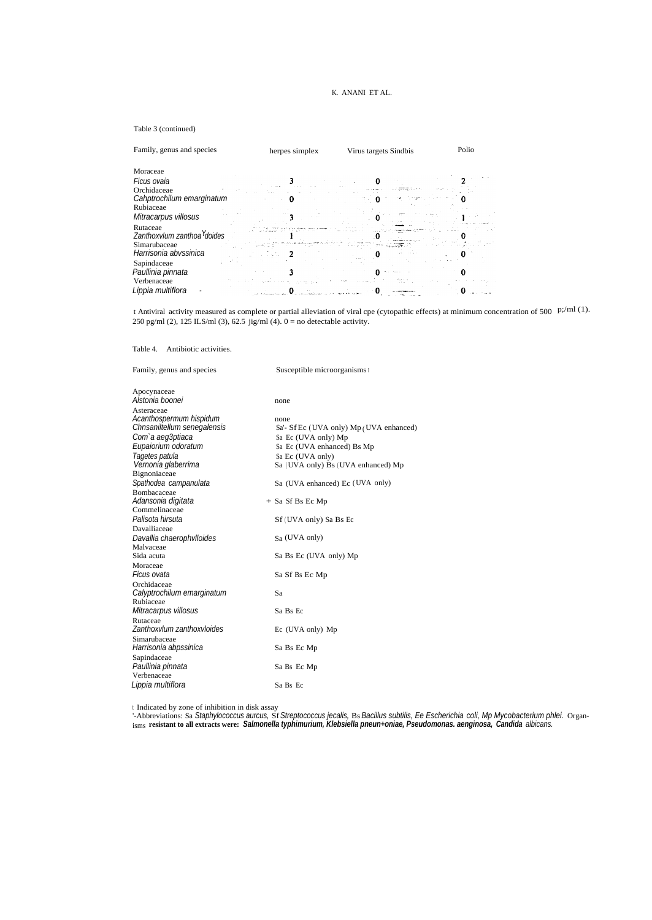Table 3 (continued)

| Family, genus and species | herpes simplex | Virus targets Sindbis | Polio |
|---|---|---|---|
| Moraceae | | | |
| *Ficus ovaia* | 3 | 0 | 2 |
| Orchidaceae | | | |
| *Cahptrochilum emarginatum* | 0 | 0 | 0 |
| Rubiaceae | | | |
| *Mitracarpus villosus* | 3 | 0 | 1 |
| Rutaceae | | | |
| *Zanthoxvlum zanthoaYdoides* | 1 | 0 | 0 |
| Simarubaceae | | | |
| *Harrisonia abvssinica* | 2 | 0 | 0 |
| Sapindaceae | | | |
| *Paullinia pinnata* | 3 | 0 | 0 |
| Verbenaceae | | | |
| *Lippia multiflora* | 0 | 0 | 0 |

t Antiviral activity measured as complete or partial alleviation of viral cpe (cytopathic effects) at minimum concentration of 500 p;/ml (1). 250 pg/ml (2), 125 ILS/ml (3), 62.5 jig/ml (4). 0 = no detectable activity.

Table 4. Antibiotic activities.

| Family, genus and species | Susceptible microorganisms t |
|---|---|
| Apocynaceae | |
| *Alstonia boonei* | none |
| Asteraceae | |
| *Acanthospermum hispidum* | none |
| *Chnsaniltellum senegalensis* | Sa'- Sf Ec (UVA only) Mp (UVA enhanced) |
| *Com`a aeg3ptiaca* | Sa Ec (UVA only) Mp |
| *Eupaiorium odoratum* | Sa Ec (UVA enhanced) Bs Mp |
| *Tagetes patula* | Sa Ec (UVA only) |
| *Vernonia glaberrima* | Sa (UVA only) Bs (UVA enhanced) Mp |
| Bignoniaceae | |
| *Spathodea campanulata* | Sa (UVA enhanced) Ec (UVA only) |
| Bombacaceae | |
| *Adansonia digitata* | + Sa Sf Bs Ec Mp |
| Commelinaceae | |
| *Palisota hirsuta* | Sf (UVA only) Sa Bs Ec |
| Davalliaceae | |
| *Davallia chaerophvlloides* | Sa (UVA only) |
| Malvaceae | |
| Sida acuta | Sa Bs Ec (UVA only) Mp |
| Moraceae | |
| *Ficus ovata* | Sa Sf Bs Ec Mp |
| Orchidaceae | |
| *Calyptrochilum emarginatum* | Sa |
| Rubiaceae | |
| *Mitracarpus villosus* | Sa Bs Ec |
| Rutaceae | |
| *Zanthoxvlum zanthoxvloides* | Ec (UVA only) Mp |
| Simarubaceae | |
| *Harrisonia abpssinica* | Sa Bs Ec Mp |
| Sapindaceae | |
| *Paullinia pinnata* | Sa Bs Ec Mp |
| Verbenaceae | |
| *Lippia multiflora* | Sa Bs Ec |

t Indicated by zone of inhibition in disk assay

'-Abbreviations: Sa *Staphylococcus aurcus,* Sf *Streptococcus jecalis,* Bs *Bacillus subtilis, Ee Escherichia coli, Mp Mycobacterium phlei.* Organisms **resistant to all extracts were:** ***Salmonella typhimurium, Klebsiella pneun+oniae, Pseudomonas. aenginosa, Candida*** *albicans.*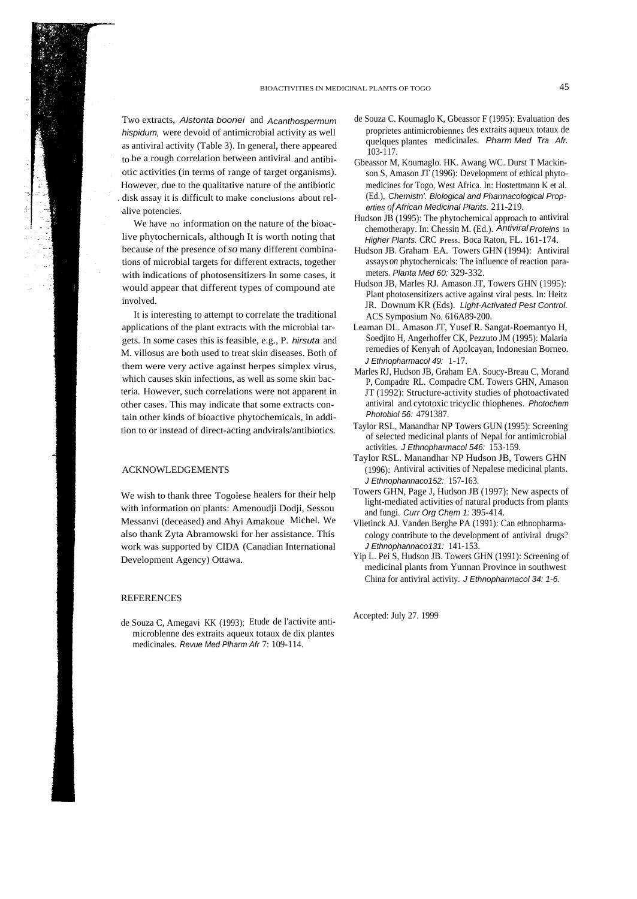Two extracts, *Alstonta boonei* and *Acanthospermum hispidum,* were devoid of antimicrobial activity as well as antiviral activity (Table 3). In general, there appeared to be a rough correlation between antiviral and antibiotic activities (in terms of range of target organisms). However, due to the qualitative nature of the antibiotic disk assay it is difficult to make conclusions about relative potencies.

We have no information on the nature of the bioactive phytochernicals, although It is worth noting that because of the presence of *so* many different combinations of microbial targets for different extracts, together with indications of photosensitizers In some cases, it would appear that different types of compound ate involved.

It is interesting to attempt to correlate the traditional applications of the plant extracts with the microbial targets. In some cases this is feasible, e.g., P. *hirsuta* and M. villosus are both used to treat skin diseases. Both of them were very active against herpes simplex virus, which causes skin infections, as well as some skin bacteria. However, such correlations were not apparent in other cases. This may indicate that some extracts contain other kinds of bioactive phytochemicals, in addition to or instead of direct-acting andvirals/antibiotics.

## ACKNOWLEDGEMENTS

We wish to thank three Togolese healers for their help with information on plants: Amenoudji Dodji, Sessou Messanvi (deceased) and Ahyi Amakoue Michel. We also thank Zyta Abramowski for her assistance. This work was supported by CIDA (Canadian International Development Agency) Ottawa.

## REFERENCES

de Souza C, Amegavi KK (1993): Etude de l'activite antimicroblenne des extraits aqueux totaux de dix plantes medicinales. *Revue Med Plharm Afr* 7: 109-114.

de Souza C. Koumaglo K, Gbeassor F (1995): Evaluation des proprietes antimicrobiennes des extraits aqueux totaux de quelques plantes medicinales. *Pharm Med Tra Afr.* 103-117.

Gbeassor M, Koumaglo. HK. Awang WC. Durst T Mackinson S, Amason JT (1996): Development of ethical phytomedicines for Togo, West Africa. In: Hostettmann K et al. (Ed.), *Chemistn'. Biological and Pharmacological Properties of African Medicinal Plants.* 211-219.

Hudson JB (1995): The phytochemical approach to antiviral chemotherapy. In: Chessin M. (Ed.). *Antiviral Proteins in Higher Plants.* CRC Press. Boca Raton, FL. 161-174.

Hudson JB. Graham EA. Towers GHN (1994): Antiviral assays *on* phytochernicals: The influence of reaction parameters. *Planta Med 60:* 329-332.

Hudson JB, Marles RJ. Amason JT, Towers GHN (1995): Plant photosensitizers active against viral pests. In: Heitz JR. Downum KR (Eds). *Light-Activated Pest Control.* ACS Symposium No. 616A89-200.

Leaman DL. Amason JT, Yusef R. Sangat-Roemantyo H, Soedjito H, Angerhoffer CK, Pezzuto JM (1995): Malaria remedies of Kenyah of Apolcayan, Indonesian Borneo. *J Ethnopharmacol 49:* 1-17.

Marles RJ, Hudson JB, Graham EA. Soucy-Breau C, Morand P, Compadre RL. Compadre CM. Towers GHN, Amason JT (1992): Structure-activity studies of photoactivated antiviral and cytotoxic tricyclic thiophenes. *Photochem Photobiol 56:* 4791387.

Taylor RSL, Manandhar NP Towers GUN (1995): Screening of selected medicinal plants of Nepal for antimicrobial activities. *J Ethnopharmacol 546:* 153-159.

Taylor RSL. Manandhar NP Hudson JB, Towers GHN (1996): Antiviral activities of Nepalese medicinal plants. *J Ethnophannaco152:* 157-163.

Towers GHN, Page J, Hudson JB (1997): New aspects of light-mediated activities of natural products from plants and fungi. *Curr Org Chem 1:* 395-414.

Vlietinck AJ. Vanden Berghe PA (1991): Can ethnopharmacology contribute to the development of antiviral drugs? *J Ethnophannaco131:* 141-153.

Yip L. Pei S, Hudson JB. Towers GHN (1991): Screening of medicinal plants from Yunnan Province in southwest China for antiviral activity. *J Ethnopharmacol 34: 1-6.*

Accepted: July 27. 1999